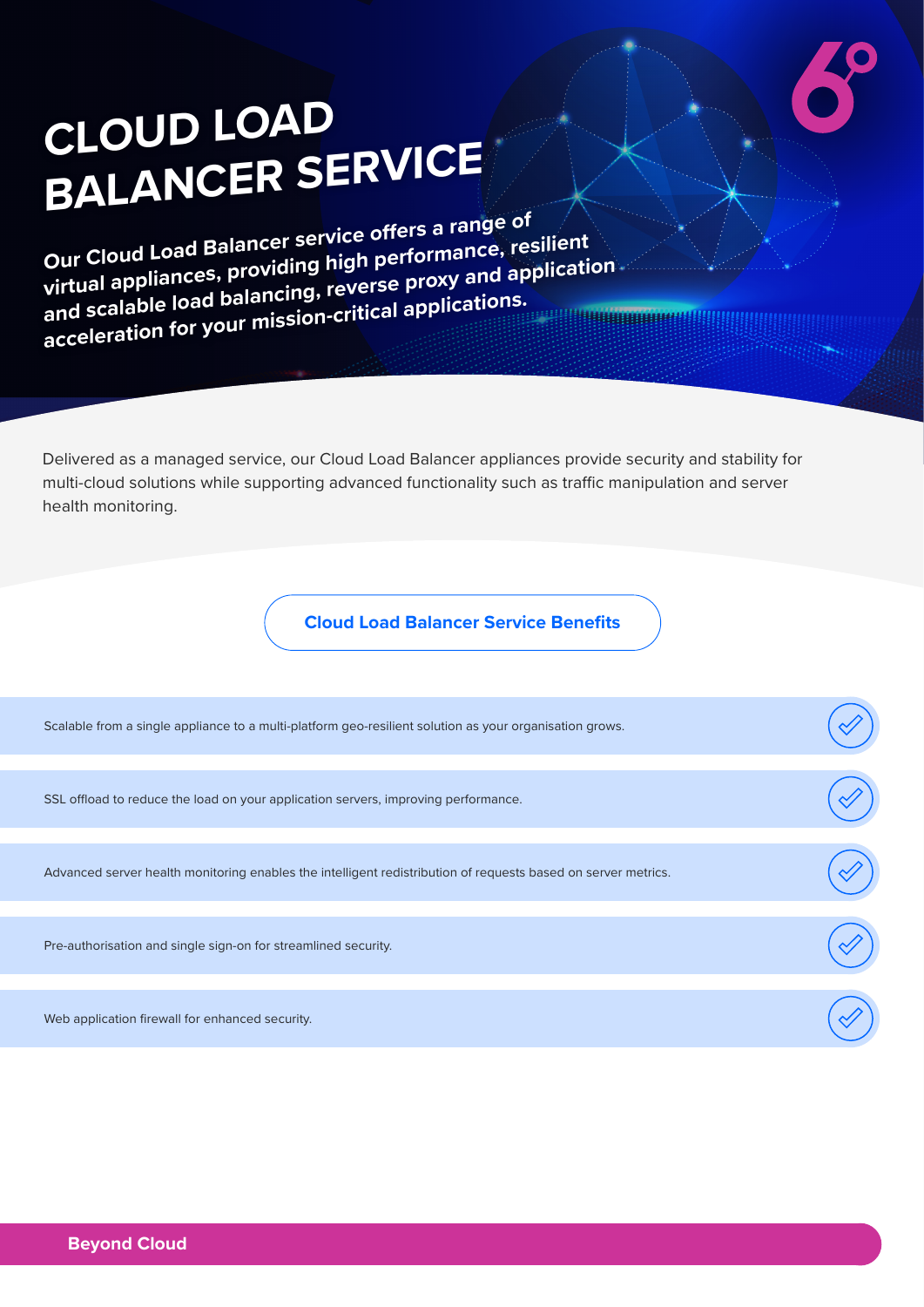# CLOUD LOAD BALANCER SERVICE

**Our Cloud Load Balancer service offers a range of virtual appliances, providing high performance, resilient and scalable load balancing, reverse proxy and application acceleration for your mission-critical applications.**

Delivered as a managed service, our Cloud Load Balancer appliances provide security and stability for multi-cloud solutions while supporting advanced functionality such as traffic manipulation and server health monitoring.

## Cloud Load Balancer Service Benefits

- Scalable from a single appliance to a multi-platform geo-resilient solution as your organisation grows.
- SSL offload to reduce the load on your application servers, improving performance.
- Advanced server health monitoring enables the intelligent redistribution of requests based on server metrics.
- Pre-authorisation and single sign-on for streamlined security.
- Web application firewall for enhanced security.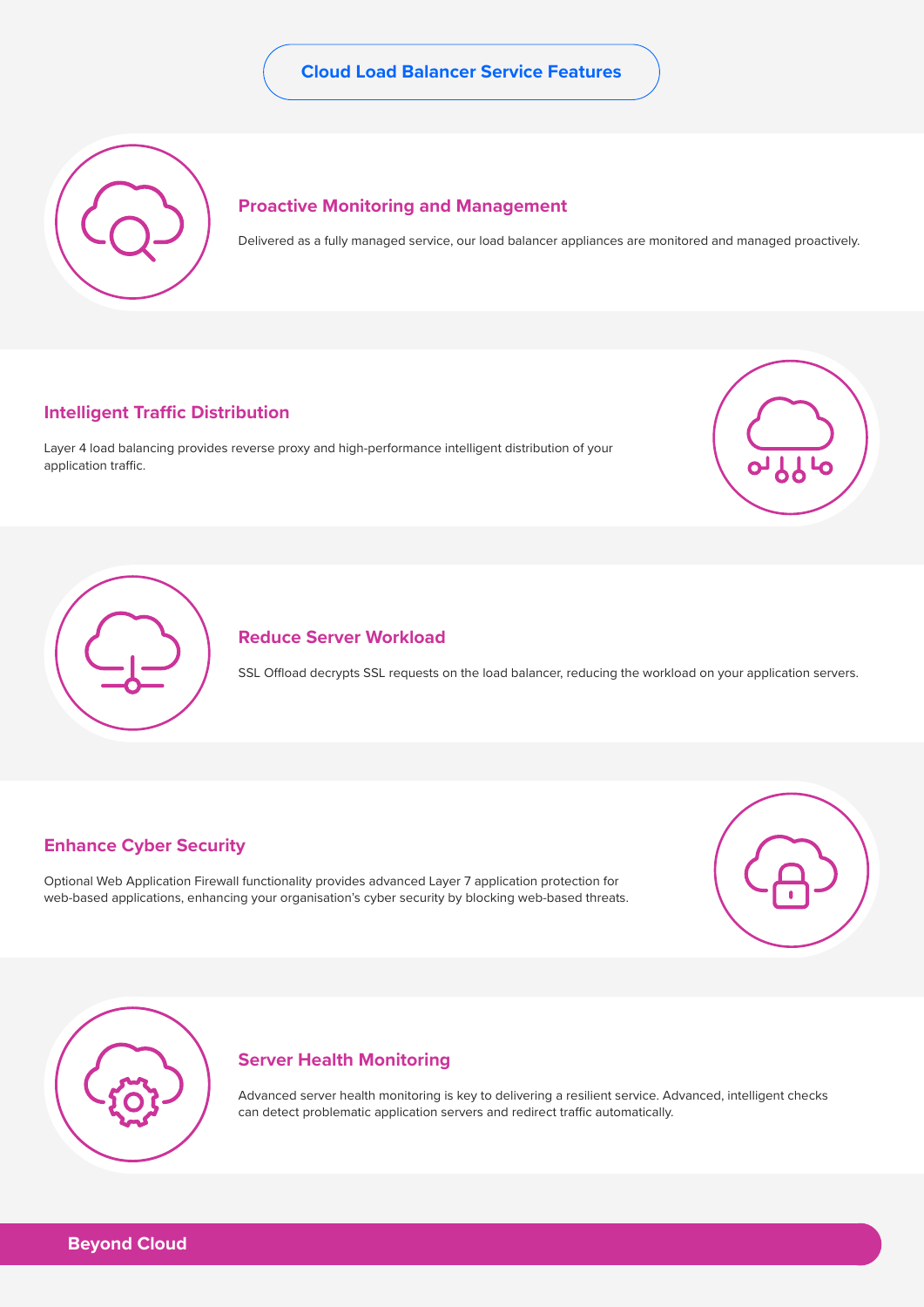## Cloud Load Balancer Service Features

### Proactive Monitoring and Management

Delivered as a fully managed service, our load balancer appliances are monitored and managed proactively.

### Intelligent Traffic Distribution

Layer 4 load balancing provides reverse proxy and high-performance intelligent distribution of your application traffic.

### Reduce Server Workload

SSL Offload decrypts SSL requests on the load balancer, reducing the workload on your application servers.

### Enhance Cyber Security

Optional Web Application Firewall functionality provides advanced Layer 7 application protection for web-based applications, enhancing your organisation's cyber security by blocking web-based threats.

### Server Health Monitoring

Advanced server health monitoring is key to delivering a resilient service. Advanced, intelligent checks can detect problematic application servers and redirect traffic automatically.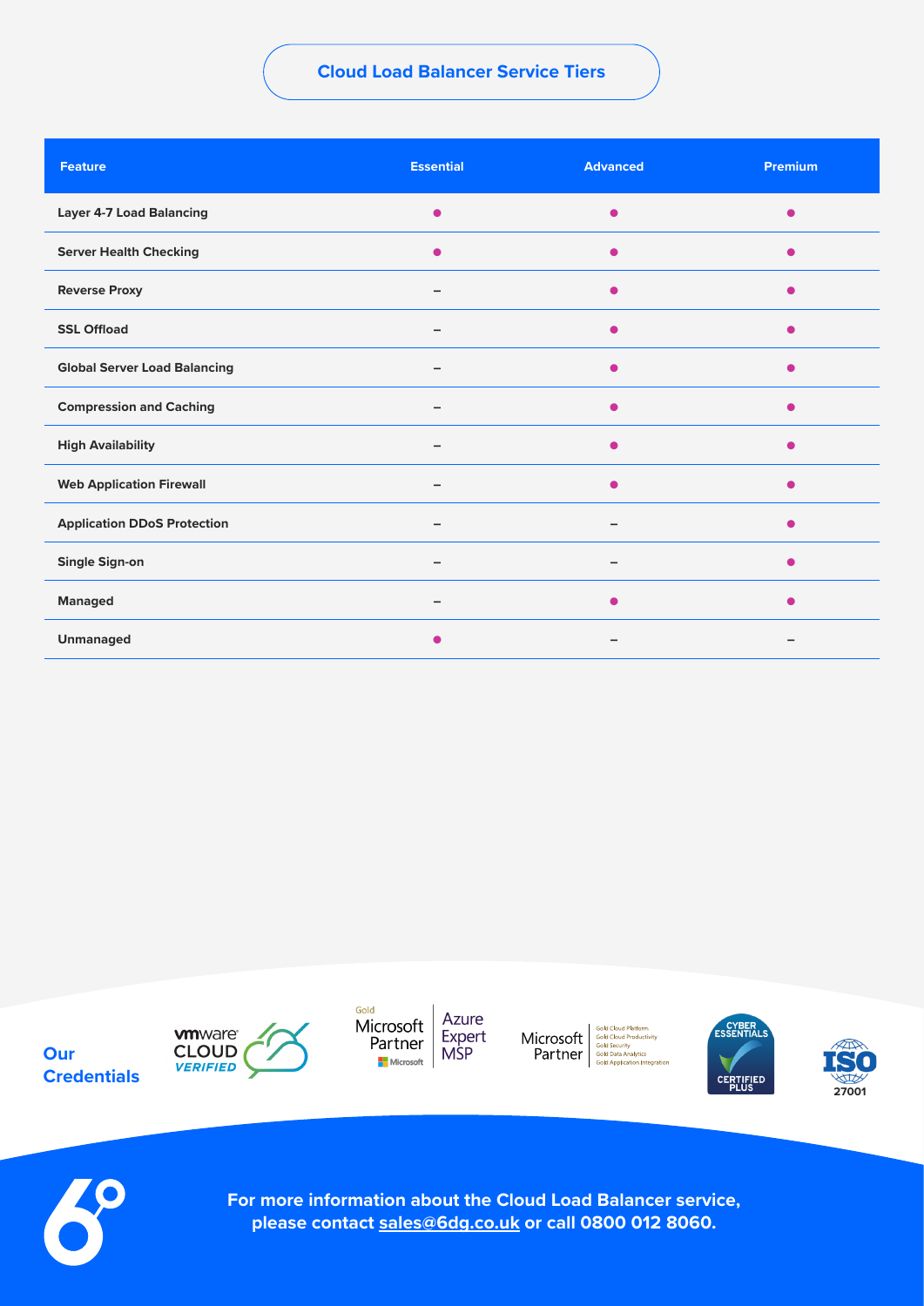## Cloud Load Balancer Service Tiers

| Feature | Essential | Advanced | Premium |
|---|---|---|---|
| **Layer 4-7 Load Balancing** | ● | ● | ● |
| **Server Health Checking** | ● | ● | ● |
| **Reverse Proxy** | – | ● | ● |
| **SSL Offload** | – | ● | ● |
| **Global Server Load Balancing** | – | ● | ● |
| **Compression and Caching** | – | ● | ● |
| **High Availability** | – | ● | ● |
| **Web Application Firewall** | – | ● | ● |
| **Application DDoS Protection** | – | – | ● |
| **Single Sign-on** | – | – | ● |
| **Managed** | – | ● | ● |
| **Unmanaged** | ● | – | – |

**Our Credentials**

vmware CLOUD VERIFIED

Gold Microsoft Partner | Azure Expert MSP

Microsoft Partner — Gold Cloud Platform, Gold Cloud Productivity, Gold Security, Gold Data Analytics, Gold Application Integration

CYBER ESSENTIALS CERTIFIED PLUS

ISO 27001

**For more information about the Cloud Load Balancer service, please contact sales@6dg.co.uk or call 0800 012 8060.**